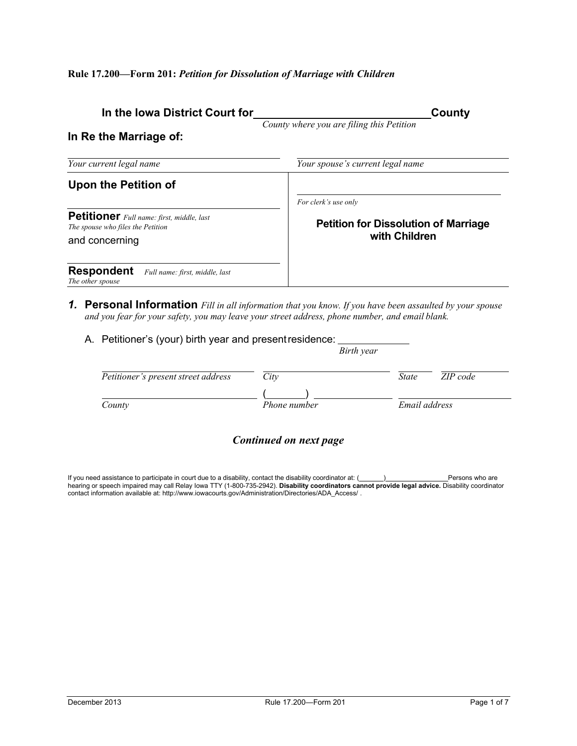**Rule 17.200—Form 201:** ***Petition for Dissolution of Marriage with Children***

## In the Iowa District Court for ______________________________ County

*County where you are filing this Petition*

## In Re the Marriage of:

| ______________________________ | ______________________________ |
|---|---|
| *Your current legal name* | *Your spouse's current legal name* |
| **Upon the Petition of** <br><br> ______________________________ <br> **Petitioner** *Full name: first, middle, last* <br> *The spouse who files the Petition* <br> and concerning <br><br> ______________________________ <br> **Respondent** *Full name: first, middle, last* <br> *The other spouse* | ______________________________ <br> *For clerk's use only* <br><br> **Petition for Dissolution of Marriage with Children** |

***1.*** **Personal Information** *Fill in all information that you know. If you have been assaulted by your spouse and you fear for your safety, you may leave your street address, phone number, and email blank.*

A. Petitioner's (your) birth year and present residence: ______________
*Birth year*

______________________________ ______________________________ ________ ____________
*Petitioner's present street address* *City* *State* *ZIP code*

______________________________ (_______) ______________ ______________________________
*County* *Phone number* *Email address*

***Continued on next page***

If you need assistance to participate in court due to a disability, contact the disability coordinator at: (_______)________________ Persons who are hearing or speech impaired may call Relay Iowa TTY (1-800-735-2942). **Disability coordinators cannot provide legal advice.** Disability coordinator contact information available at: http://www.iowacourts.gov/Administration/Directories/ADA_Access/ .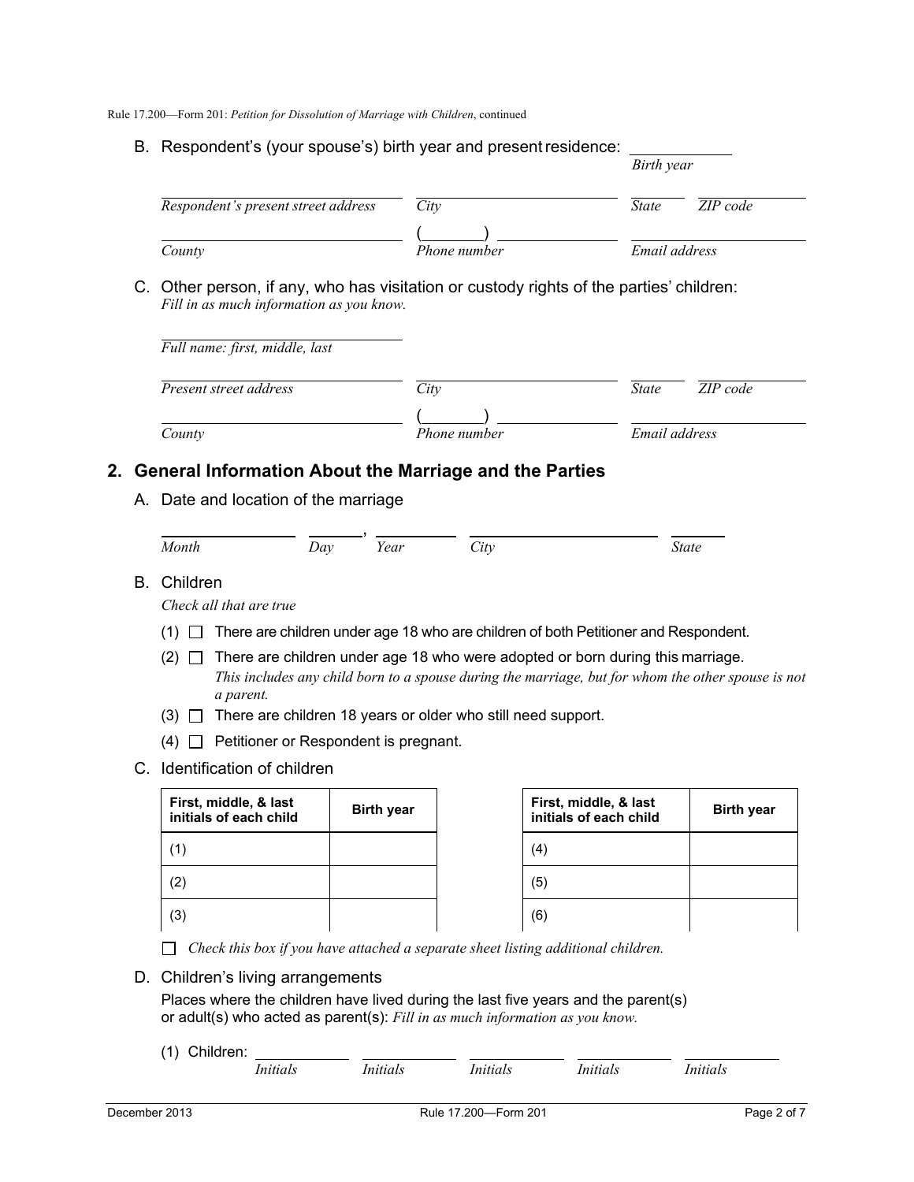Rule 17.200—Form 201: *Petition for Dissolution of Marriage with Children*, continued

B. Respondent's (your spouse's) birth year and present residence: ____________
*Birth year*

| | | | |
|---|---|---|---|
| *Respondent's present street address* | *City* | *State* | *ZIP code* |
| *County* | ( ) *Phone number* | *Email address* | |

C. Other person, if any, who has visitation or custody rights of the parties' children:
*Fill in as much information as you know.*

*Full name: first, middle, last*

| | | | |
|---|---|---|---|
| *Present street address* | *City* | *State* | *ZIP code* |
| *County* | ( ) *Phone number* | *Email address* | |

## 2. General Information About the Marriage and the Parties

A. Date and location of the marriage

| | | | | |
|---|---|---|---|---|
| *Month* | *Day* , | *Year* | *City* | *State* |

B. Children

*Check all that are true*

(1) ☐ There are children under age 18 who are children of both Petitioner and Respondent.

(2) ☐ There are children under age 18 who were adopted or born during this marriage.
*This includes any child born to a spouse during the marriage, but for whom the other spouse is not a parent.*

(3) ☐ There are children 18 years or older who still need support.

(4) ☐ Petitioner or Respondent is pregnant.

C. Identification of children

| First, middle, & last initials of each child | Birth year |
|---|---|
| (1) | |
| (2) | |
| (3) | |

| First, middle, & last initials of each child | Birth year |
|---|---|
| (4) | |
| (5) | |
| (6) | |

☐ *Check this box if you have attached a separate sheet listing additional children.*

D. Children's living arrangements

Places where the children have lived during the last five years and the parent(s) or adult(s) who acted as parent(s): *Fill in as much information as you know.*

(1) Children: ________ *Initials* ________ *Initials* ________ *Initials* ________ *Initials* ________ *Initials*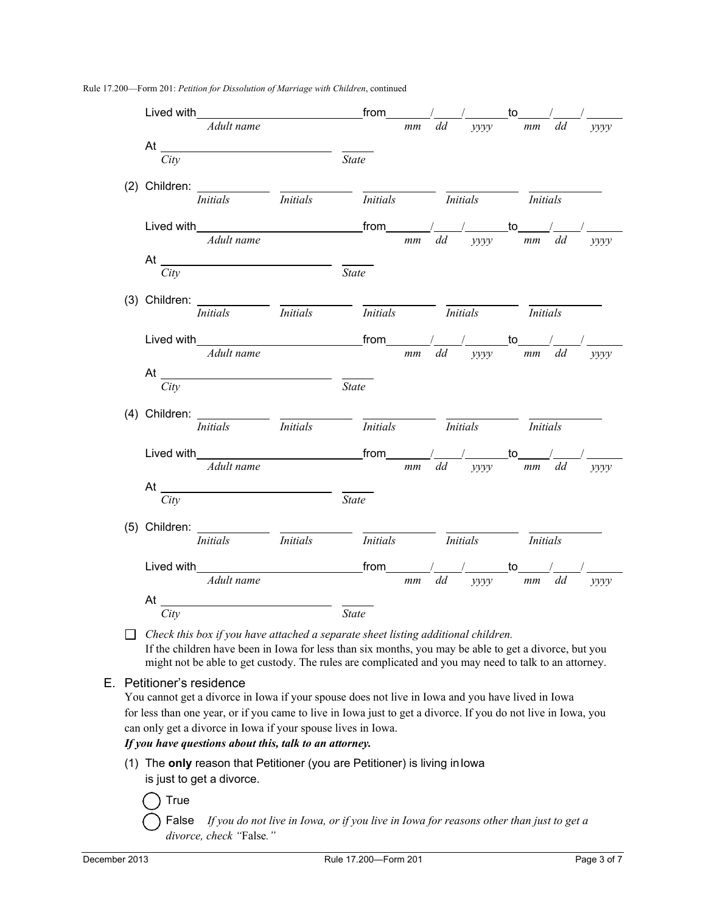Lived with \_\_\_\_\_\_\_\_\_\_\_\_\_\_\_\_\_\_\_\_\_\_\_\_\_\_ from \_\_\_\_/\_\_\_\_/\_\_\_\_\_\_ to \_\_\_\_/\_\_\_\_/\_\_\_\_\_\_
*Adult name* *mm dd yyyy mm dd yyyy*

At \_\_\_\_\_\_\_\_\_\_\_\_\_\_\_\_\_\_\_\_\_\_\_\_ \_\_\_\_\_
*City* *State*

(2) Children: \_\_\_\_\_\_\_\_\_ \_\_\_\_\_\_\_\_\_ \_\_\_\_\_\_\_\_\_ \_\_\_\_\_\_\_\_\_ \_\_\_\_\_\_\_\_\_
*Initials* *Initials* *Initials* *Initials* *Initials*

Lived with \_\_\_\_\_\_\_\_\_\_\_\_\_\_\_\_\_\_\_\_\_\_\_\_\_\_ from \_\_\_\_/\_\_\_\_/\_\_\_\_\_\_ to \_\_\_\_/\_\_\_\_/\_\_\_\_\_\_
*Adult name* *mm dd yyyy mm dd yyyy*

At \_\_\_\_\_\_\_\_\_\_\_\_\_\_\_\_\_\_\_\_\_\_\_\_ \_\_\_\_\_
*City* *State*

(3) Children: \_\_\_\_\_\_\_\_\_ \_\_\_\_\_\_\_\_\_ \_\_\_\_\_\_\_\_\_ \_\_\_\_\_\_\_\_\_ \_\_\_\_\_\_\_\_\_
*Initials* *Initials* *Initials* *Initials* *Initials*

Lived with \_\_\_\_\_\_\_\_\_\_\_\_\_\_\_\_\_\_\_\_\_\_\_\_\_\_ from \_\_\_\_/\_\_\_\_/\_\_\_\_\_\_ to \_\_\_\_/\_\_\_\_/\_\_\_\_\_\_
*Adult name* *mm dd yyyy mm dd yyyy*

At \_\_\_\_\_\_\_\_\_\_\_\_\_\_\_\_\_\_\_\_\_\_\_\_ \_\_\_\_\_
*City* *State*

(4) Children: \_\_\_\_\_\_\_\_\_ \_\_\_\_\_\_\_\_\_ \_\_\_\_\_\_\_\_\_ \_\_\_\_\_\_\_\_\_ \_\_\_\_\_\_\_\_\_
*Initials* *Initials* *Initials* *Initials* *Initials*

Lived with \_\_\_\_\_\_\_\_\_\_\_\_\_\_\_\_\_\_\_\_\_\_\_\_\_\_ from \_\_\_\_/\_\_\_\_/\_\_\_\_\_\_ to \_\_\_\_/\_\_\_\_/\_\_\_\_\_\_
*Adult name* *mm dd yyyy mm dd yyyy*

At \_\_\_\_\_\_\_\_\_\_\_\_\_\_\_\_\_\_\_\_\_\_\_\_ \_\_\_\_\_
*City* *State*

(5) Children: \_\_\_\_\_\_\_\_\_ \_\_\_\_\_\_\_\_\_ \_\_\_\_\_\_\_\_\_ \_\_\_\_\_\_\_\_\_ \_\_\_\_\_\_\_\_\_
*Initials* *Initials* *Initials* *Initials* *Initials*

Lived with \_\_\_\_\_\_\_\_\_\_\_\_\_\_\_\_\_\_\_\_\_\_\_\_\_\_ from \_\_\_\_/\_\_\_\_/\_\_\_\_\_\_ to \_\_\_\_/\_\_\_\_/\_\_\_\_\_\_
*Adult name* *mm dd yyyy mm dd yyyy*

At \_\_\_\_\_\_\_\_\_\_\_\_\_\_\_\_\_\_\_\_\_\_\_\_ \_\_\_\_\_
*City* *State*

☐ *Check this box if you have attached a separate sheet listing additional children.*
If the children have been in Iowa for less than six months, you may be able to get a divorce, but you might not be able to get custody. The rules are complicated and you may need to talk to an attorney.

## E. Petitioner's residence

You cannot get a divorce in Iowa if your spouse does not live in Iowa and you have lived in Iowa for less than one year, or if you came to live in Iowa just to get a divorce. If you do not live in Iowa, you can only get a divorce in Iowa if your spouse lives in Iowa.

***If you have questions about this, talk to an attorney.***

(1) The **only** reason that Petitioner (you are Petitioner) is living in Iowa is just to get a divorce.

◯ True

◯ False *If you do not live in Iowa, or if you live in Iowa for reasons other than just to get a divorce, check "*False*."*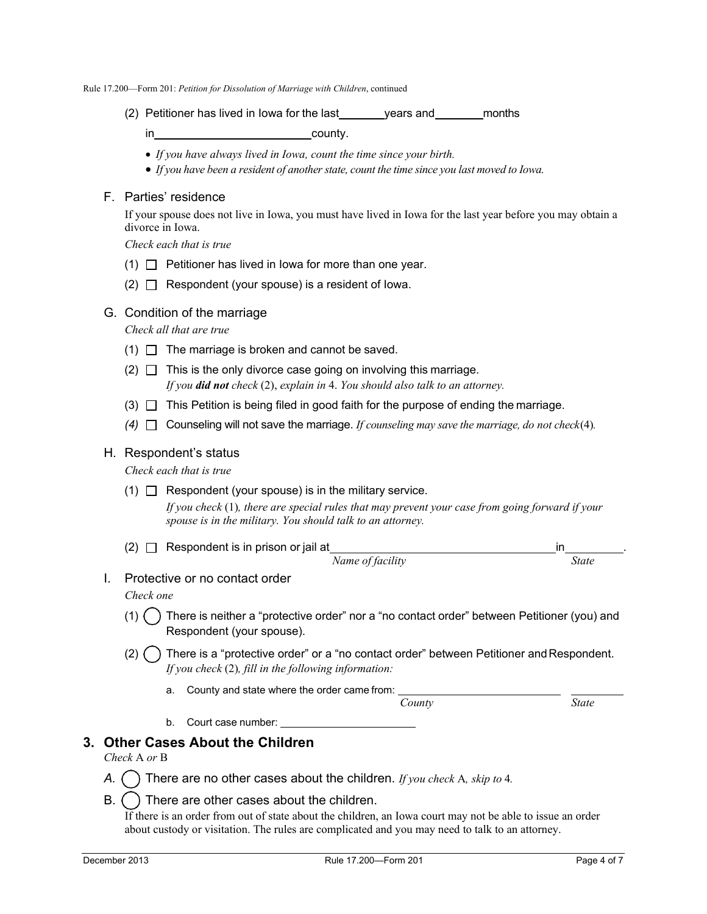(2) Petitioner has lived in Iowa for the last ________ years and ________ months in __________________________ county.

- *If you have always lived in Iowa, count the time since your birth.*
- *If you have been a resident of another state, count the time since you last moved to Iowa.*

F. Parties' residence

If your spouse does not live in Iowa, you must have lived in Iowa for the last year before you may obtain a divorce in Iowa.

*Check each that is true*

(1) ☐ Petitioner has lived in Iowa for more than one year.

(2) ☐ Respondent (your spouse) is a resident of Iowa.

G. Condition of the marriage

*Check all that are true*

(1) ☐ The marriage is broken and cannot be saved.

(2) ☐ This is the only divorce case going on involving this marriage.
*If you **did not** check* (2), *explain in* 4. *You should also talk to an attorney.*

(3) ☐ This Petition is being filed in good faith for the purpose of ending the marriage.

*(4)* ☐ Counseling will not save the marriage. *If counseling may save the marriage, do not check*(4)*.*

H. Respondent's status

*Check each that is true*

(1) ☐ Respondent (your spouse) is in the military service.
*If you check* (1)*, there are special rules that may prevent your case from going forward if your spouse is in the military. You should talk to an attorney.*

(2) ☐ Respondent is in prison or jail at ______________________________ in __________.
*Name of facility* *State*

I. Protective or no contact order

*Check one*

(1) ◯ There is neither a "protective order" nor a "no contact order" between Petitioner (you) and Respondent (your spouse).

(2) ◯ There is a "protective order" or a "no contact order" between Petitioner and Respondent.
*If you check* (2)*, fill in the following information:*

a. County and state where the order came from: ______________________ __________
*County* *State*

b. Court case number: ______________________

## 3. Other Cases About the Children

*Check* A *or* B

*A.* ◯ There are no other cases about the children. *If you check* A*, skip to* 4*.*

B. ◯ There are other cases about the children.

If there is an order from out of state about the children, an Iowa court may not be able to issue an order about custody or visitation. The rules are complicated and you may need to talk to an attorney.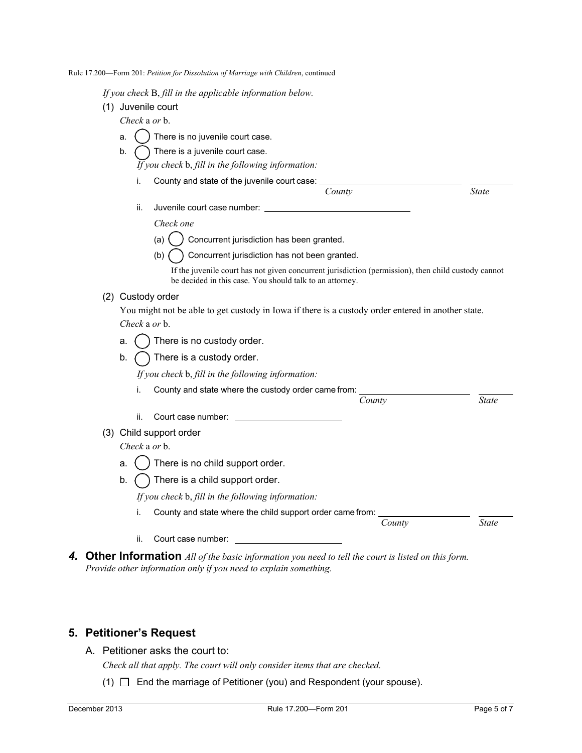*If you check* B, *fill in the applicable information below.*

(1) Juvenile court

*Check* a *or* b.

a. ◯ There is no juvenile court case.

b. ◯ There is a juvenile court case.

*If you check* b, *fill in the following information:*

i. County and state of the juvenile court case: ______________________ ________
*County* *State*

ii. Juvenile court case number: ______________________

*Check one*

(a) ◯ Concurrent jurisdiction has been granted.

(b) ◯ Concurrent jurisdiction has not been granted.

If the juvenile court has not given concurrent jurisdiction (permission), then child custody cannot be decided in this case. You should talk to an attorney.

(2) Custody order

You might not be able to get custody in Iowa if there is a custody order entered in another state.

*Check* a *or* b.

a. ◯ There is no custody order.

b. ◯ There is a custody order.

*If you check* b, *fill in the following information:*

i. County and state where the custody order came from: ______________________ ________
*County* *State*

ii. Court case number: ______________________

(3) Child support order

*Check* a *or* b.

a. ◯ There is no child support order.

b. ◯ There is a child support order.

*If you check* b, *fill in the following information:*

i. County and state where the child support order came from: ______________________ ________
*County* *State*

ii. Court case number: ______________________

## *4.* Other Information

*All of the basic information you need to tell the court is listed on this form. Provide other information only if you need to explain something.*

## 5. Petitioner's Request

A. Petitioner asks the court to:

*Check all that apply. The court will only consider items that are checked.*

(1) ☐ End the marriage of Petitioner (you) and Respondent (your spouse).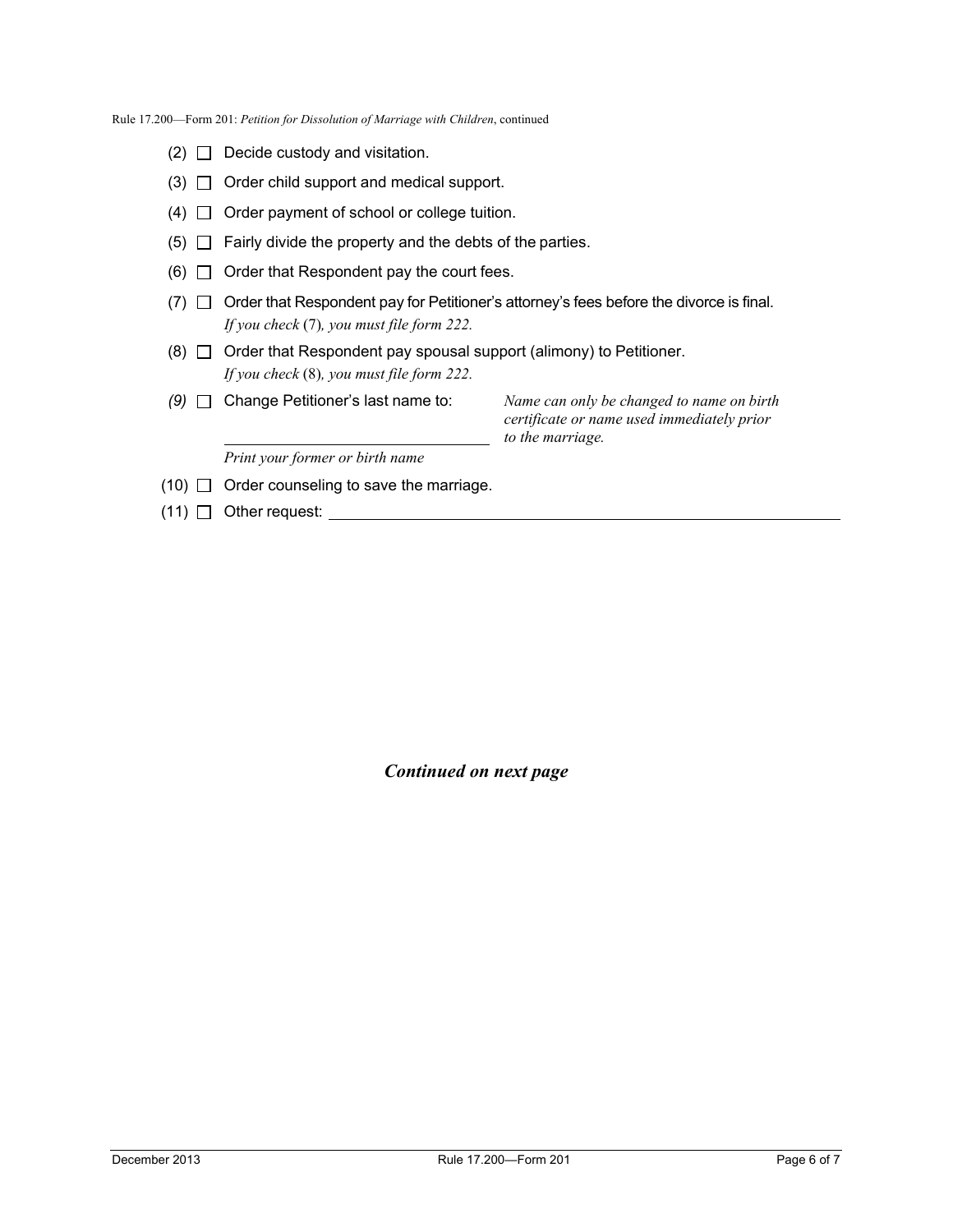(2) ☐ Decide custody and visitation.

(3) ☐ Order child support and medical support.

(4) ☐ Order payment of school or college tuition.

(5) ☐ Fairly divide the property and the debts of the parties.

(6) ☐ Order that Respondent pay the court fees.

(7) ☐ Order that Respondent pay for Petitioner's attorney's fees before the divorce is final.
*If you check* (7)*, you must file form 222.*

(8) ☐ Order that Respondent pay spousal support (alimony) to Petitioner.
*If you check* (8)*, you must file form 222.*

*(9)* ☐ Change Petitioner's last name to: ______________________________ *Name can only be changed to name on birth certificate or name used immediately prior to the marriage.*
*Print your former or birth name*

(10) ☐ Order counseling to save the marriage.

(11) ☐ Other request: ______________________________________________

***Continued on next page***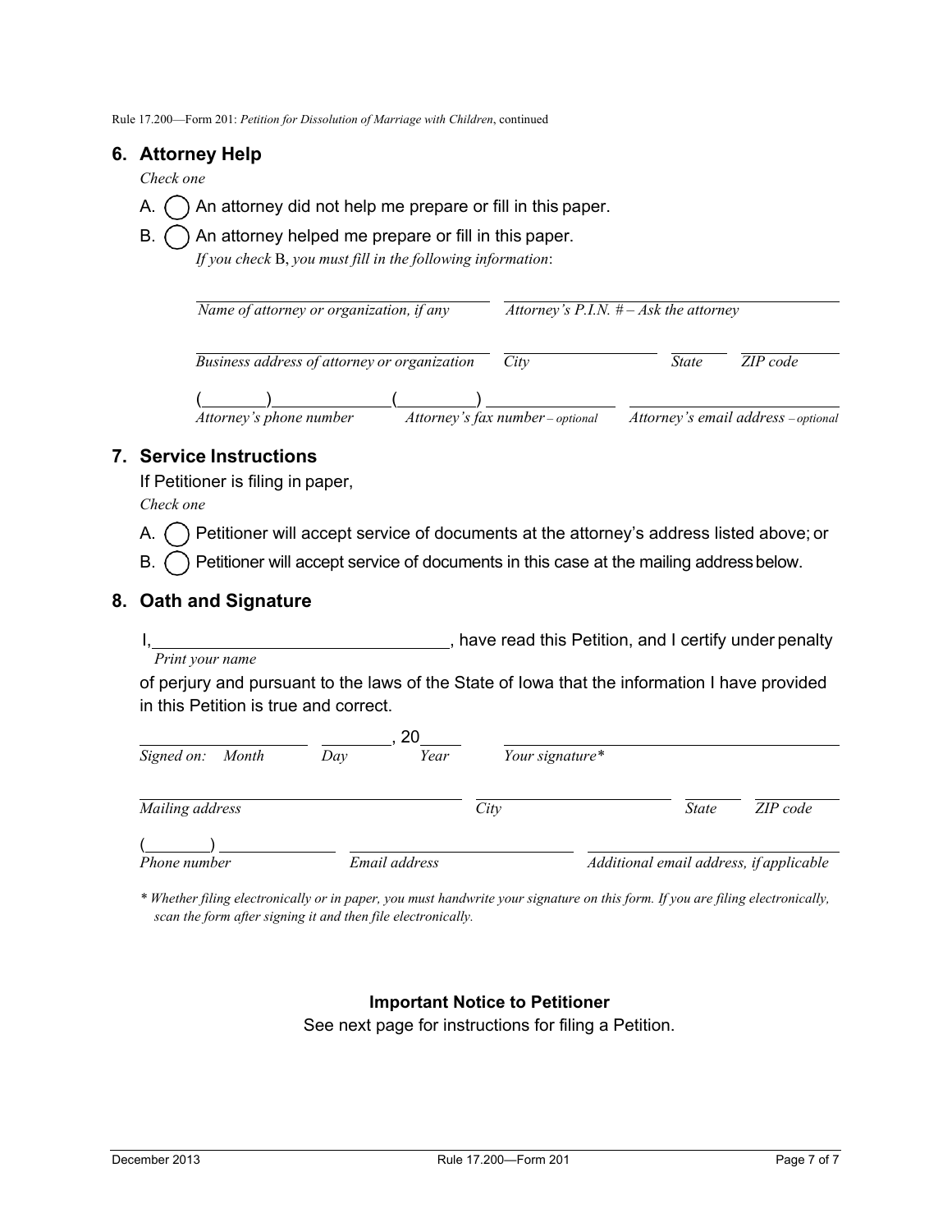Rule 17.200—Form 201: *Petition for Dissolution of Marriage with Children*, continued

## 6. Attorney Help

*Check one*

A. ◯ An attorney did not help me prepare or fill in this paper.

B. ◯ An attorney helped me prepare or fill in this paper.
*If you check* B, *you must fill in the following information*:

______________________________ ______________________________
*Name of attorney or organization, if any* *Attorney's P.I.N. # – Ask the attorney*

______________________________ ______________ ______ ________
*Business address of attorney or organization* *City* *State* *ZIP code*

(_______)____________ (________)____________ ______________________
*Attorney's phone number* *Attorney's fax number – optional* *Attorney's email address – optional*

## 7. Service Instructions

If Petitioner is filing in paper,

*Check one*

A. ◯ Petitioner will accept service of documents at the attorney's address listed above; or

B. ◯ Petitioner will accept service of documents in this case at the mailing address below.

## 8. Oath and Signature

I, ______________________________, have read this Petition, and I certify under penalty
*Print your name*

of perjury and pursuant to the laws of the State of Iowa that the information I have provided in this Petition is true and correct.

______________ ________, 20____ ______________________________
*Signed on: Month* *Day* *Year* *Your signature\**

______________________________ ______________ ______ ________
*Mailing address* *City* *State* *ZIP code*

(_______)____________ ______________________ ______________________
*Phone number* *Email address* *Additional email address, if applicable*

*\* Whether filing electronically or in paper, you must handwrite your signature on this form. If you are filing electronically, scan the form after signing it and then file electronically.*

**Important Notice to Petitioner**

See next page for instructions for filing a Petition.